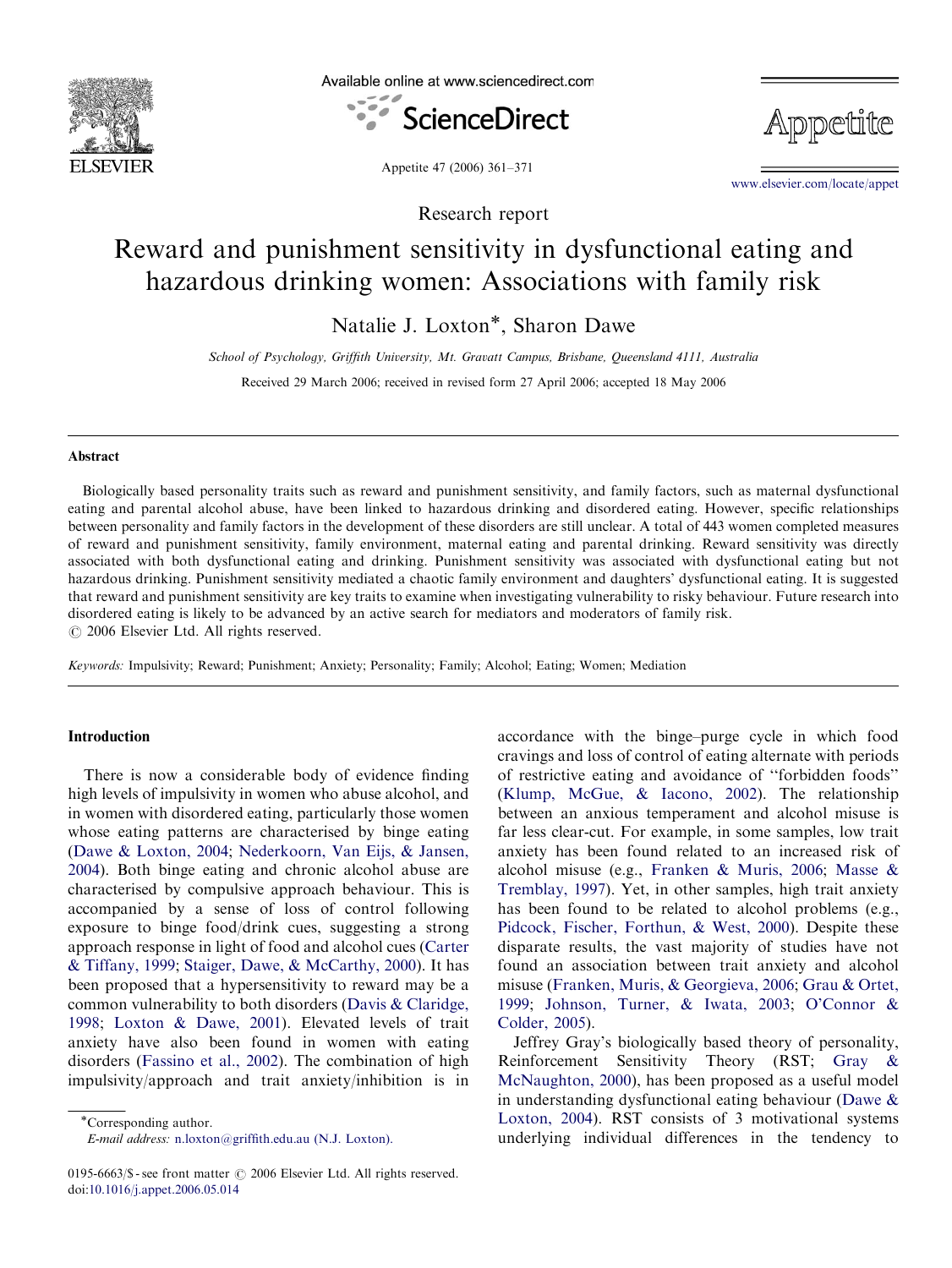Research report

# Reward and punishment sensitivity in dysfunctional eating and hazardous drinking women: Associations with family risk

Natalie J. Loxton*, Sharon Dawe

*School of Psychology, Griffith University, Mt. Gravatt Campus, Brisbane, Queensland 4111, Australia*

Received 29 March 2006; received in revised form 27 April 2006; accepted 18 May 2006

## Abstract

Biologically based personality traits such as reward and punishment sensitivity, and family factors, such as maternal dysfunctional eating and parental alcohol abuse, have been linked to hazardous drinking and disordered eating. However, specific relationships between personality and family factors in the development of these disorders are still unclear. A total of 443 women completed measures of reward and punishment sensitivity, family environment, maternal eating and parental drinking. Reward sensitivity was directly associated with both dysfunctional eating and drinking. Punishment sensitivity was associated with dysfunctional eating but not hazardous drinking. Punishment sensitivity mediated a chaotic family environment and daughters' dysfunctional eating. It is suggested that reward and punishment sensitivity are key traits to examine when investigating vulnerability to risky behaviour. Future research into disordered eating is likely to be advanced by an active search for mediators and moderators of family risk.

© 2006 Elsevier Ltd. All rights reserved.

*Keywords:* Impulsivity; Reward; Punishment; Anxiety; Personality; Family; Alcohol; Eating; Women; Mediation

## Introduction

There is now a considerable body of evidence finding high levels of impulsivity in women who abuse alcohol, and in women with disordered eating, particularly those women whose eating patterns are characterised by binge eating (Dawe & Loxton, 2004; Nederkoorn, Van Eijs, & Jansen, 2004). Both binge eating and chronic alcohol abuse are characterised by compulsive approach behaviour. This is accompanied by a sense of loss of control following exposure to binge food/drink cues, suggesting a strong approach response in light of food and alcohol cues (Carter & Tiffany, 1999; Staiger, Dawe, & McCarthy, 2000). It has been proposed that a hypersensitivity to reward may be a common vulnerability to both disorders (Davis & Claridge, 1998; Loxton & Dawe, 2001). Elevated levels of trait anxiety have also been found in women with eating disorders (Fassino et al., 2002). The combination of high impulsivity/approach and trait anxiety/inhibition is in accordance with the binge–purge cycle in which food cravings and loss of control of eating alternate with periods of restrictive eating and avoidance of "forbidden foods" (Klump, McGue, & Iacono, 2002). The relationship between an anxious temperament and alcohol misuse is far less clear-cut. For example, in some samples, low trait anxiety has been found related to an increased risk of alcohol misuse (e.g., Franken & Muris, 2006; Masse & Tremblay, 1997). Yet, in other samples, high trait anxiety has been found to be related to alcohol problems (e.g., Pidcock, Fischer, Forthun, & West, 2000). Despite these disparate results, the vast majority of studies have not found an association between trait anxiety and alcohol misuse (Franken, Muris, & Georgieva, 2006; Grau & Ortet, 1999; Johnson, Turner, & Iwata, 2003; O'Connor & Colder, 2005).

Jeffrey Gray's biologically based theory of personality, Reinforcement Sensitivity Theory (RST; Gray & McNaughton, 2000), has been proposed as a useful model in understanding dysfunctional eating behaviour (Dawe & Loxton, 2004). RST consists of 3 motivational systems underlying individual differences in the tendency to

*Corresponding author.
E-mail address: n.loxton@griffith.edu.au (N.J. Loxton).

0195-6663/$ - see front matter © 2006 Elsevier Ltd. All rights reserved.
doi:10.1016/j.appet.2006.05.014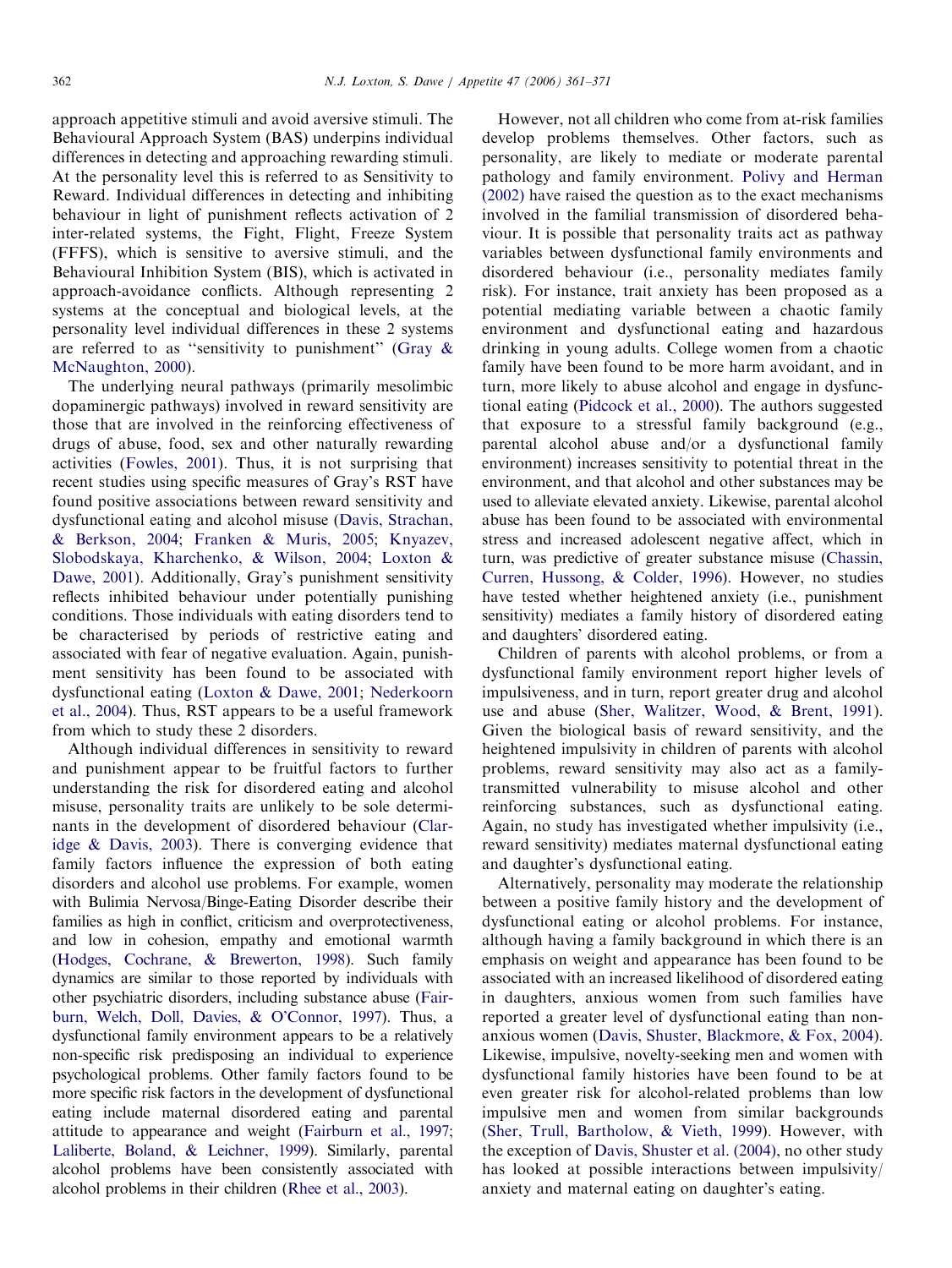approach appetitive stimuli and avoid aversive stimuli. The Behavioural Approach System (BAS) underpins individual differences in detecting and approaching rewarding stimuli. At the personality level this is referred to as Sensitivity to Reward. Individual differences in detecting and inhibiting behaviour in light of punishment reflects activation of 2 inter-related systems, the Fight, Flight, Freeze System (FFFS), which is sensitive to aversive stimuli, and the Behavioural Inhibition System (BIS), which is activated in approach-avoidance conflicts. Although representing 2 systems at the conceptual and biological levels, at the personality level individual differences in these 2 systems are referred to as "sensitivity to punishment" (Gray & McNaughton, 2000).

The underlying neural pathways (primarily mesolimbic dopaminergic pathways) involved in reward sensitivity are those that are involved in the reinforcing effectiveness of drugs of abuse, food, sex and other naturally rewarding activities (Fowles, 2001). Thus, it is not surprising that recent studies using specific measures of Gray's RST have found positive associations between reward sensitivity and dysfunctional eating and alcohol misuse (Davis, Strachan, & Berkson, 2004; Franken & Muris, 2005; Knyazev, Slobodskaya, Kharchenko, & Wilson, 2004; Loxton & Dawe, 2001). Additionally, Gray's punishment sensitivity reflects inhibited behaviour under potentially punishing conditions. Those individuals with eating disorders tend to be characterised by periods of restrictive eating and associated with fear of negative evaluation. Again, punishment sensitivity has been found to be associated with dysfunctional eating (Loxton & Dawe, 2001; Nederkoorn et al., 2004). Thus, RST appears to be a useful framework from which to study these 2 disorders.

Although individual differences in sensitivity to reward and punishment appear to be fruitful factors to further understanding the risk for disordered eating and alcohol misuse, personality traits are unlikely to be sole determinants in the development of disordered behaviour (Claridge & Davis, 2003). There is converging evidence that family factors influence the expression of both eating disorders and alcohol use problems. For example, women with Bulimia Nervosa/Binge-Eating Disorder describe their families as high in conflict, criticism and overprotectiveness, and low in cohesion, empathy and emotional warmth (Hodges, Cochrane, & Brewerton, 1998). Such family dynamics are similar to those reported by individuals with other psychiatric disorders, including substance abuse (Fairburn, Welch, Doll, Davies, & O'Connor, 1997). Thus, a dysfunctional family environment appears to be a relatively non-specific risk predisposing an individual to experience psychological problems. Other family factors found to be more specific risk factors in the development of dysfunctional eating include maternal disordered eating and parental attitude to appearance and weight (Fairburn et al., 1997; Laliberte, Boland, & Leichner, 1999). Similarly, parental alcohol problems have been consistently associated with alcohol problems in their children (Rhee et al., 2003).

However, not all children who come from at-risk families develop problems themselves. Other factors, such as personality, are likely to mediate or moderate parental pathology and family environment. Polivy and Herman (2002) have raised the question as to the exact mechanisms involved in the familial transmission of disordered behaviour. It is possible that personality traits act as pathway variables between dysfunctional family environments and disordered behaviour (i.e., personality mediates family risk). For instance, trait anxiety has been proposed as a potential mediating variable between a chaotic family environment and dysfunctional eating and hazardous drinking in young adults. College women from a chaotic family have been found to be more harm avoidant, and in turn, more likely to abuse alcohol and engage in dysfunctional eating (Pidcock et al., 2000). The authors suggested that exposure to a stressful family background (e.g., parental alcohol abuse and/or a dysfunctional family environment) increases sensitivity to potential threat in the environment, and that alcohol and other substances may be used to alleviate elevated anxiety. Likewise, parental alcohol abuse has been found to be associated with environmental stress and increased adolescent negative affect, which in turn, was predictive of greater substance misuse (Chassin, Curren, Hussong, & Colder, 1996). However, no studies have tested whether heightened anxiety (i.e., punishment sensitivity) mediates a family history of disordered eating and daughters' disordered eating.

Children of parents with alcohol problems, or from a dysfunctional family environment report higher levels of impulsiveness, and in turn, report greater drug and alcohol use and abuse (Sher, Walitzer, Wood, & Brent, 1991). Given the biological basis of reward sensitivity, and the heightened impulsivity in children of parents with alcohol problems, reward sensitivity may also act as a family-transmitted vulnerability to misuse alcohol and other reinforcing substances, such as dysfunctional eating. Again, no study has investigated whether impulsivity (i.e., reward sensitivity) mediates maternal dysfunctional eating and daughter's dysfunctional eating.

Alternatively, personality may moderate the relationship between a positive family history and the development of dysfunctional eating or alcohol problems. For instance, although having a family background in which there is an emphasis on weight and appearance has been found to be associated with an increased likelihood of disordered eating in daughters, anxious women from such families have reported a greater level of dysfunctional eating than non-anxious women (Davis, Shuster, Blackmore, & Fox, 2004). Likewise, impulsive, novelty-seeking men and women with dysfunctional family histories have been found to be at even greater risk for alcohol-related problems than low impulsive men and women from similar backgrounds (Sher, Trull, Bartholow, & Vieth, 1999). However, with the exception of Davis, Shuster et al. (2004), no other study has looked at possible interactions between impulsivity/anxiety and maternal eating on daughter's eating.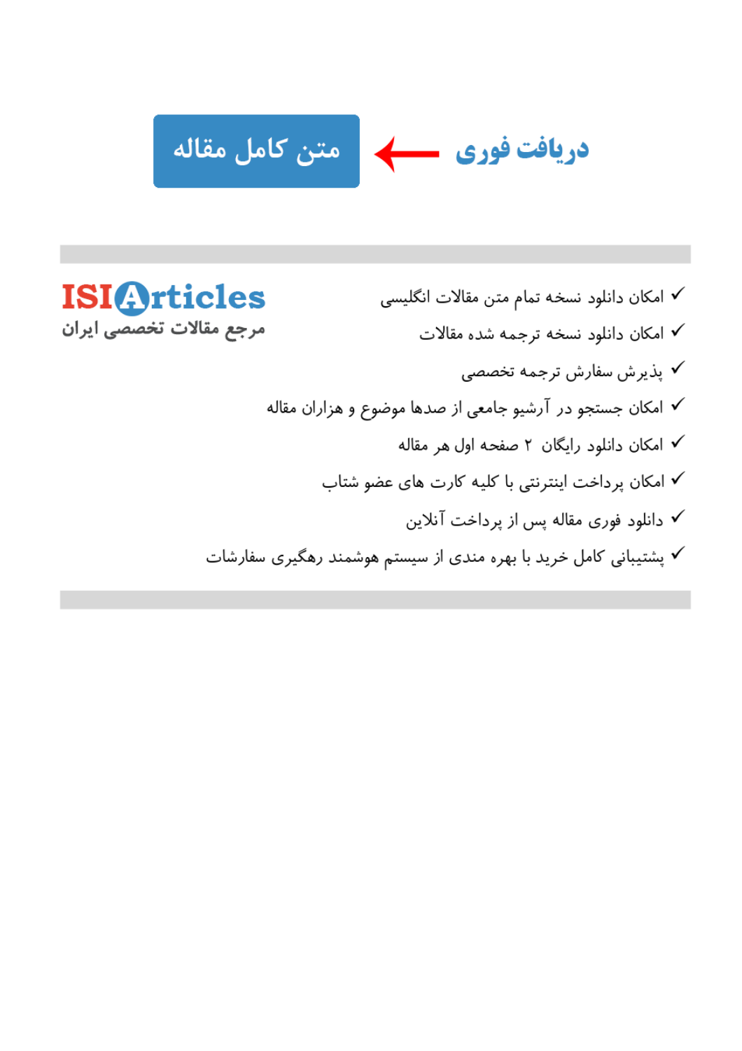دریافت فوری ← **متن کامل مقاله**

---

**ISIArticles**
مرجع مقالات تخصصی ایران

- ✓ امکان دانلود نسخه تمام متن مقالات انگلیسی
- ✓ امکان دانلود نسخه ترجمه شده مقالات
- ✓ پذیرش سفارش ترجمه تخصصی
- ✓ امکان جستجو در آرشیو جامعی از صدها موضوع و هزاران مقاله
- ✓ امکان دانلود رایگان ۲ صفحه اول هر مقاله
- ✓ امکان پرداخت اینترنتی با کلیه کارت های عضو شتاب
- ✓ دانلود فوری مقاله پس از پرداخت آنلاین
- ✓ پشتیبانی کامل خرید با بهره مندی از سیستم هوشمند رهگیری سفارشات

---